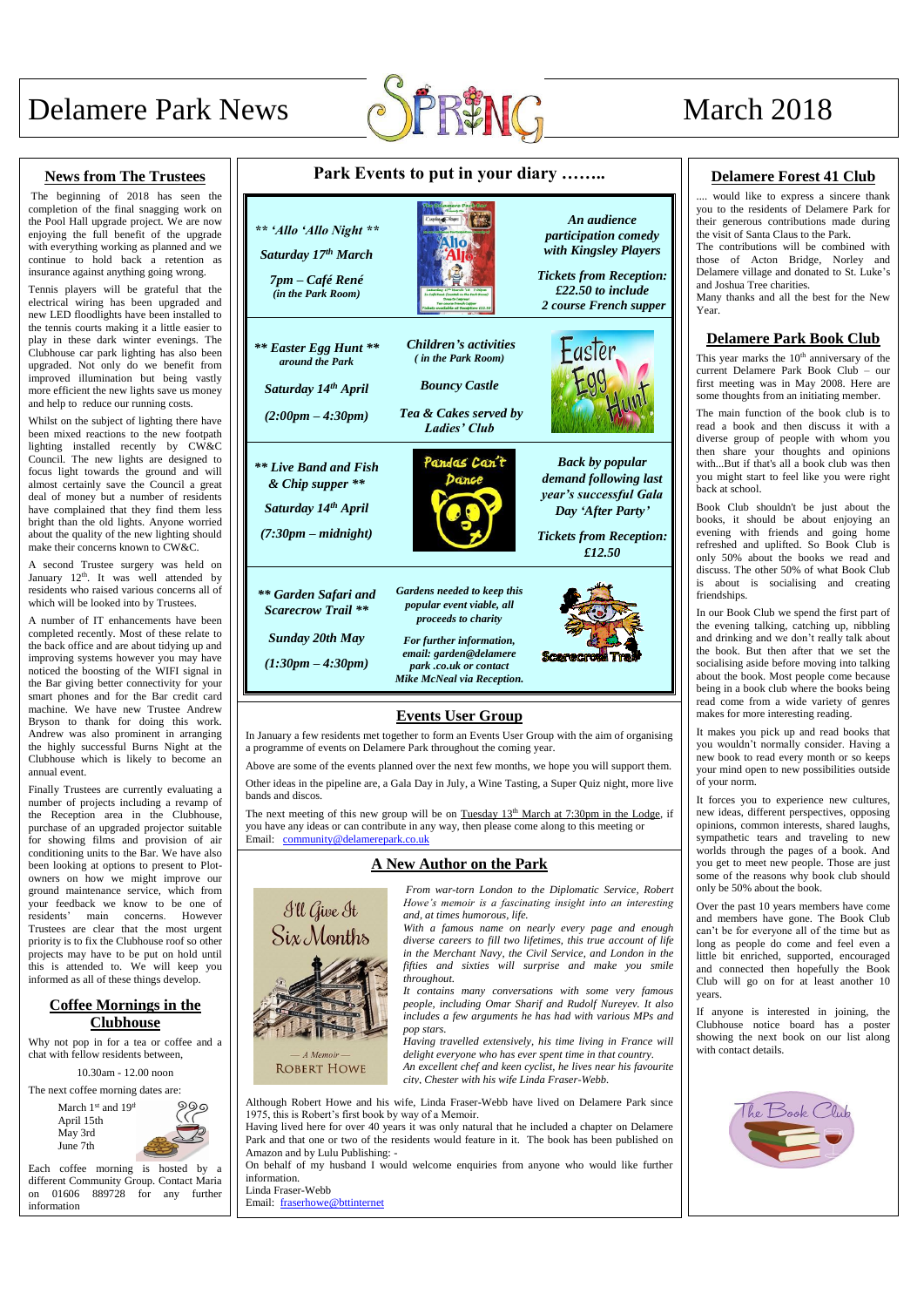# Delamere Park News

# March 2018

## News from The Trustees

The beginning of 2018 has seen the completion of the final snagging work on the Pool Hall upgrade project. We are now enjoying the full benefit of the upgrade with everything working as planned and we continue to hold back a retention as insurance against anything going wrong.

Tennis players will be grateful that the electrical wiring has been upgraded and new LED floodlights have been installed to the tennis courts making it a little easier to play in these dark winter evenings. The Clubhouse car park lighting has also been upgraded. Not only do we benefit from improved illumination but being vastly more efficient the new lights save us money and help to reduce our running costs.

Whilst on the subject of lighting there have been mixed reactions to the new footpath lighting installed recently by CW&C Council. The new lights are designed to focus light towards the ground and will almost certainly save the Council a great deal of money but a number of residents have complained that they find them less bright than the old lights. Anyone worried about the quality of the new lighting should make their concerns known to CW&C.

A second Trustee surgery was held on January 12th. It was well attended by residents who raised various concerns all of which will be looked into by Trustees.

A number of IT enhancements have been completed recently. Most of these relate to the back office and are about tidying up and improving systems however you may have noticed the boosting of the WIFI signal in the Bar giving better connectivity for your smart phones and for the Bar credit card machine. We have new Trustee Andrew Bryson to thank for doing this work. Andrew was also prominent in arranging the highly successful Burns Night at the Clubhouse which is likely to become an annual event.

Finally Trustees are currently evaluating a number of projects including a revamp of the Reception area in the Clubhouse, purchase of an upgraded projector suitable for showing films and provision of air conditioning units to the Bar. We have also been looking at options to present to Plot-owners on how we might improve our ground maintenance service, which from your feedback we know to be one of residents' main concerns. However Trustees are clear that the most urgent priority is to fix the Clubhouse roof so other projects may have to be put on hold until this is attended to. We will keep you informed as all of these things develop.

## Coffee Mornings in the Clubhouse

Why not pop in for a tea or coffee and a chat with fellow residents between,

10.30am - 12.00 noon

The next coffee morning dates are:

- March 1st and 19th
- April 15th
- May 3rd
- June 7th

Each coffee morning is hosted by a different Community Group. Contact Maria on 01606 889728 for any further information

## Park Events to put in your diary ……..

| Event | | Details |
|---|---|---|
| *** 'Allo 'Allo Night ***<br>*Saturday 17th March*<br>*7pm – Café René (in the Park Room)* | | *An audience participation comedy with Kingsley Players*<br>*Tickets from Reception: £22.50 to include 2 course French supper* |
| *** Easter Egg Hunt *** around the Park<br>*Saturday 14th April*<br>*(2:00pm – 4:30pm)* | *Children's activities (in the Park Room)*<br>*Bouncy Castle*<br>*Tea & Cakes served by Ladies' Club* | |
| *** Live Band and Fish & Chip supper ***<br>*Saturday 14th April*<br>*(7:30pm – midnight)* | Pandas Can't Dance | *Back by popular demand following last year's successful Gala Day 'After Party'*<br>*Tickets from Reception: £12.50* |
| *** Garden Safari and Scarecrow Trail ***<br>*Sunday 20th May*<br>*(1:30pm – 4:30pm)* | *Gardens needed to keep this popular event viable, all proceeds to charity*<br>*For further information, email: garden@delamere park .co.uk or contact Mike McNeal via Reception.* | |

## Events User Group

In January a few residents met together to form an Events User Group with the aim of organising a programme of events on Delamere Park throughout the coming year.

Above are some of the events planned over the next few months, we hope you will support them.

Other ideas in the pipeline are, a Gala Day in July, a Wine Tasting, a Super Quiz night, more live bands and discos.

The next meeting of this new group will be on Tuesday 13th March at 7:30pm in the Lodge, if you have any ideas or can contribute in any way, then please come along to this meeting or Email: community@delamerepark.co.uk

## A New Author on the Park

I'll Give It Six Months — A Memoir — Robert Howe

*From war-torn London to the Diplomatic Service, Robert Howe's memoir is a fascinating insight into an interesting and, at times humorous, life.*

*With a famous name on nearly every page and enough diverse careers to fill two lifetimes, this true account of life in the Merchant Navy, the Civil Service, and London in the fifties and sixties will surprise and make you smile throughout.*

*It contains many conversations with some very famous people, including Omar Sharif and Rudolf Nureyev. It also includes a few arguments he has had with various MPs and pop stars.*

*Having travelled extensively, his time living in France will delight everyone who has ever spent time in that country.*

*An excellent chef and keen cyclist, he lives near his favourite city, Chester with his wife Linda Fraser-Webb.*

Although Robert Howe and his wife, Linda Fraser-Webb have lived on Delamere Park since 1975, this is Robert's first book by way of a Memoir.

Having lived here for over 40 years it was only natural that he included a chapter on Delamere Park and that one or two of the residents would feature in it. The book has been published on Amazon and by Lulu Publishing: -

On behalf of my husband I would welcome enquiries from anyone who would like further information.

Linda Fraser-Webb

Email: fraserhowe@bttinternet

## Delamere Forest 41 Club

.... would like to express a sincere thank you to the residents of Delamere Park for their generous contributions made during the visit of Santa Claus to the Park.

The contributions will be combined with those of Acton Bridge, Norley and Delamere village and donated to St. Luke's and Joshua Tree charities.

Many thanks and all the best for the New Year.

## Delamere Park Book Club

This year marks the 10th anniversary of the current Delamere Park Book Club – our first meeting was in May 2008. Here are some thoughts from an initiating member.

The main function of the book club is to read a book and then discuss it with a diverse group of people with whom you then share your thoughts and opinions with...But if that's all a book club was then you might start to feel like you were right back at school.

Book Club shouldn't be just about the books, it should be about enjoying an evening with friends and going home refreshed and uplifted. So Book Club is only 50% about the books we read and discuss. The other 50% of what Book Club is about is socialising and creating friendships.

In our Book Club we spend the first part of the evening talking, catching up, nibbling and drinking and we don't really talk about the book. But then after that we set the socialising aside before moving into talking about the book. Most people come because being in a book club where the books being read come from a wide variety of genres makes for more interesting reading.

It makes you pick up and read books that you wouldn't normally consider. Having a new book to read every month or so keeps your mind open to new possibilities outside of your norm.

It forces you to experience new cultures, new ideas, different perspectives, opposing opinions, common interests, shared laughs, sympathetic tears and traveling to new worlds through the pages of a book. And you get to meet new people. Those are just some of the reasons why book club should only be 50% about the book.

Over the past 10 years members have come and members have gone. The Book Club can't be for everyone all of the time but as long as people do come and feel even a little bit enriched, supported, encouraged and connected then hopefully the Book Club will go on for at least another 10 years.

If anyone is interested in joining, the Clubhouse notice board has a poster showing the next book on our list along with contact details.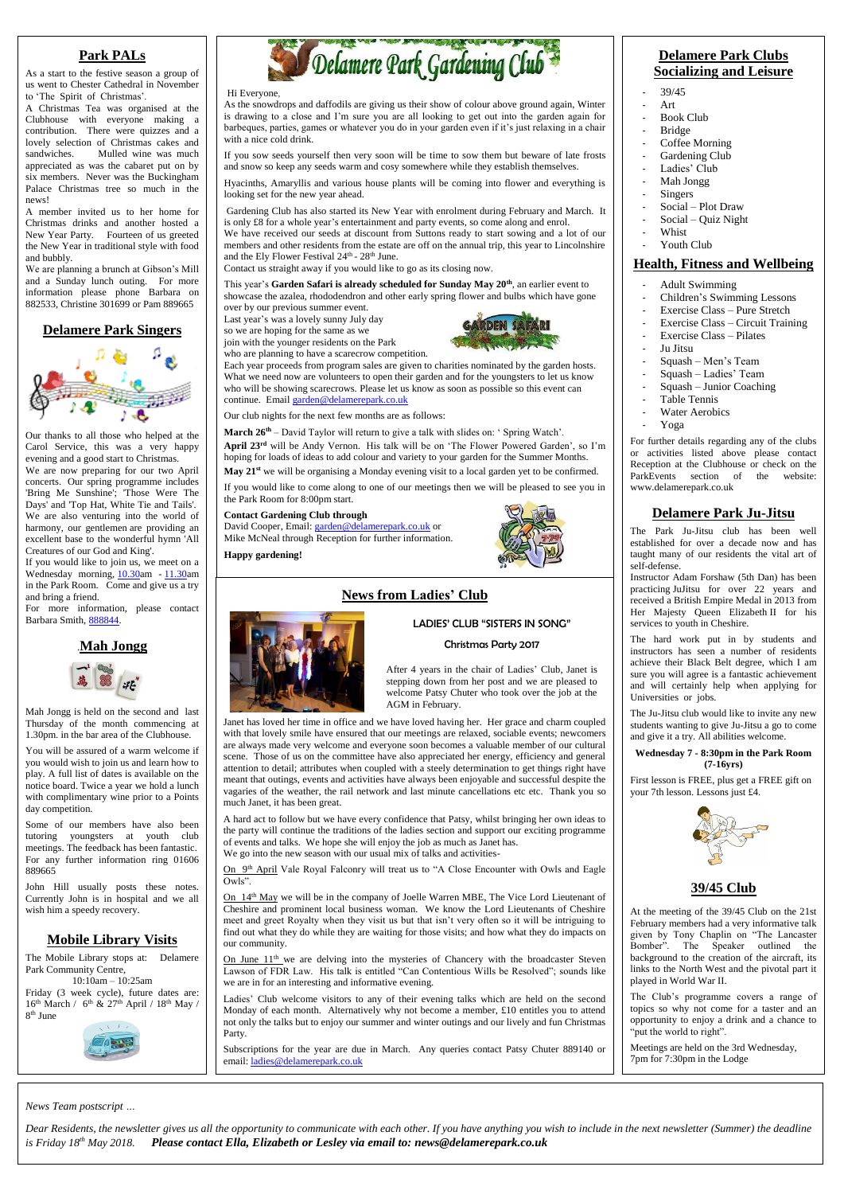## Park PALs

As a start to the festive season a group of us went to Chester Cathedral in November to 'The Spirit of Christmas'.

A Christmas Tea was organised at the Clubhouse with everyone making a contribution. There were quizzes and a lovely selection of Christmas cakes and sandwiches. Mulled wine was much appreciated as was the cabaret put on by six members. Never was the Buckingham Palace Christmas tree so much in the news!

A member invited us to her home for Christmas drinks and another hosted a New Year Party. Fourteen of us greeted the New Year in traditional style with food and bubbly.

We are planning a brunch at Gibson's Mill and a Sunday lunch outing. For more information please phone Barbara on 882533, Christine 301699 or Pam 889665

## Delamere Park Singers

Our thanks to all those who helped at the Carol Service, this was a very happy evening and a good start to Christmas.

We are now preparing for our two April concerts. Our spring programme includes 'Bring Me Sunshine'; 'Those Were The Days' and 'Top Hat, White Tie and Tails'. We are also venturing into the world of harmony, our gentlemen are providing an excellent base to the wonderful hymn 'All Creatures of our God and King'.

If you would like to join us, we meet on a Wednesday morning, 10.30am - 11.30am in the Park Room. Come and give us a try and bring a friend.

For more information, please contact Barbara Smith, 888844.

## Mah Jongg

Mah Jongg is held on the second and last Thursday of the month commencing at 1.30pm. in the bar area of the Clubhouse.

You will be assured of a warm welcome if you would wish to join us and learn how to play. A full list of dates is available on the notice board. Twice a year we hold a lunch with complimentary wine prior to a Points day competition.

Some of our members have also been tutoring youngsters at youth club meetings. The feedback has been fantastic. For any further information ring 01606 889665

John Hill usually posts these notes. Currently John is in hospital and we all wish him a speedy recovery.

## Mobile Library Visits

The Mobile Library stops at: Delamere Park Community Centre,

10:10am – 10:25am

Friday (3 week cycle), future dates are: 16th March / 6th & 27th April / 18th May / 8th June

# Delamere Park Gardening Club

Hi Everyone,

As the snowdrops and daffodils are giving us their show of colour above ground again, Winter is drawing to a close and I'm sure you are all looking to get out into the garden again for barbeques, parties, games or whatever you do in your garden even if it's just relaxing in a chair with a nice cold drink.

If you sow seeds yourself then very soon will be time to sow them but beware of late frosts and snow so keep any seeds warm and cosy somewhere while they establish themselves.

Hyacinths, Amaryllis and various house plants will be coming into flower and everything is looking set for the new year ahead.

Gardening Club has also started its New Year with enrolment during February and March. It is only £8 for a whole year's entertainment and party events, so come along and enrol.

We have received our seeds at discount from Suttons ready to start sowing and a lot of our members and other residents from the estate are off on the annual trip, this year to Lincolnshire and the Ely Flower Festival 24th - 28th June.

Contact us straight away if you would like to go as its closing now.

This year's **Garden Safari is already scheduled for Sunday May 20th**, an earlier event to showcase the azalea, rhododendron and other early spring flower and bulbs which have gone over by our previous summer event.

Last year's was a lovely sunny July day so we are hoping for the same as we join with the younger residents on the Park who are planning to have a scarecrow competition.

Each year proceeds from program sales are given to charities nominated by the garden hosts. What we need now are volunteers to open their garden and for the youngsters to let us know who will be showing scarecrows. Please let us know as soon as possible so this event can continue. Email garden@delamerepark.co.uk

Our club nights for the next few months are as follows:

**March 26th** – David Taylor will return to give a talk with slides on: ' Spring Watch'.

**April 23rd** will be Andy Vernon. His talk will be on 'The Flower Powered Garden', so I'm hoping for loads of ideas to add colour and variety to your garden for the Summer Months.

**May 21st** we will be organising a Monday evening visit to a local garden yet to be confirmed.

If you would like to come along to one of our meetings then we will be pleased to see you in the Park Room for 8:00pm start.

**Contact Gardening Club through**

David Cooper, Email: garden@delamerepark.co.uk or

Mike McNeal through Reception for further information.

**Happy gardening!**

## News from Ladies' Club

LADIES' CLUB "SISTERS IN SONG"

Christmas Party 2017

After 4 years in the chair of Ladies' Club, Janet is stepping down from her post and we are pleased to welcome Patsy Chuter who took over the job at the AGM in February.

Janet has loved her time in office and we have loved having her. Her grace and charm coupled with that lovely smile have ensured that our meetings are relaxed, sociable events; newcomers are always made very welcome and everyone soon becomes a valuable member of our cultural scene. Those of us on the committee have also appreciated her energy, efficiency and general attention to detail; attributes when coupled with a steely determination to get things right have meant that outings, events and activities have always been enjoyable and successful despite the vagaries of the weather, the rail network and last minute cancellations etc etc. Thank you so much Janet, it has been great.

A hard act to follow but we have every confidence that Patsy, whilst bringing her own ideas to the party will continue the traditions of the ladies section and support our exciting programme of events and talks. We hope she will enjoy the job as much as Janet has.

We go into the new season with our usual mix of talks and activities-

On 9th April Vale Royal Falconry will treat us to "A Close Encounter with Owls and Eagle Owls".

On 14th May we will be in the company of Joelle Warren MBE, The Vice Lord Lieutenant of Cheshire and prominent local business woman. We know the Lord Lieutenants of Cheshire meet and greet Royalty when they visit us but that isn't very often so it will be intriguing to find out what they do while they are waiting for those visits; and how what they do impacts on our community.

On June 11th we are delving into the mysteries of Chancery with the broadcaster Steven Lawson of FDR Law. His talk is entitled "Can Contentious Wills be Resolved"; sounds like we are in for an interesting and informative evening.

Ladies' Club welcome visitors to any of their evening talks which are held on the second Monday of each month. Alternatively why not become a member, £10 entitles you to attend not only the talks but to enjoy our summer and winter outings and our lively and fun Christmas Party.

Subscriptions for the year are due in March. Any queries contact Patsy Chuter 889140 or email: ladies@delamerepark.co.uk

## Delamere Park Clubs Socializing and Leisure

- 39/45
- Art
- Book Club
- Bridge
- Coffee Morning
- Gardening Club
- Ladies' Club
- Mah Jongg
- Singers
- Social – Plot Draw
- Social – Quiz Night
- Whist
- Youth Club

## Health, Fitness and Wellbeing

- Adult Swimming
- Children's Swimming Lessons
- Exercise Class – Pure Stretch
- Exercise Class – Circuit Training
- Exercise Class – Pilates
- Ju Jitsu
- Squash – Men's Team
- Squash – Ladies' Team
- Squash – Junior Coaching
- Table Tennis
- Water Aerobics
- Yoga

For further details regarding any of the clubs or activities listed above please contact Reception at the Clubhouse or check on the ParkEvents section of the website: www.delamerepark.co.uk

## Delamere Park Ju-Jitsu

The Park Ju-Jitsu club has been well established for over a decade now and has taught many of our residents the vital art of self-defense.

Instructor Adam Forshaw (5th Dan) has been practicing JuJitsu for over 22 years and received a British Empire Medal in 2013 from Her Majesty Queen Elizabeth II for his services to youth in Cheshire.

The hard work put in by students and instructors has seen a number of residents achieve their Black Belt degree, which I am sure you will agree is a fantastic achievement and will certainly help when applying for Universities or jobs.

The Ju-Jitsu club would like to invite any new students wanting to give Ju-Jitsu a go to come and give it a try. All abilities welcome.

**Wednesday 7 - 8:30pm in the Park Room (7-16yrs)**

First lesson is FREE, plus get a FREE gift on your 7th lesson. Lessons just £4.

## 39/45 Club

At the meeting of the 39/45 Club on the 21st February members had a very informative talk given by Tony Chaplin on "The Lancaster Bomber". The Speaker outlined the background to the creation of the aircraft, its links to the North West and the pivotal part it played in World War II.

The Club's programme covers a range of topics so why not come for a taster and an opportunity to enjoy a drink and a chance to "put the world to right".

Meetings are held on the 3rd Wednesday, 7pm for 7:30pm in the Lodge

*News Team postscript …*

*Dear Residents, the newsletter gives us all the opportunity to communicate with each other. If you have anything you wish to include in the next newsletter (Summer) the deadline is Friday 18th May 2018.* ***Please contact Ella, Elizabeth or Lesley via email to: news@delamerepark.co.uk***